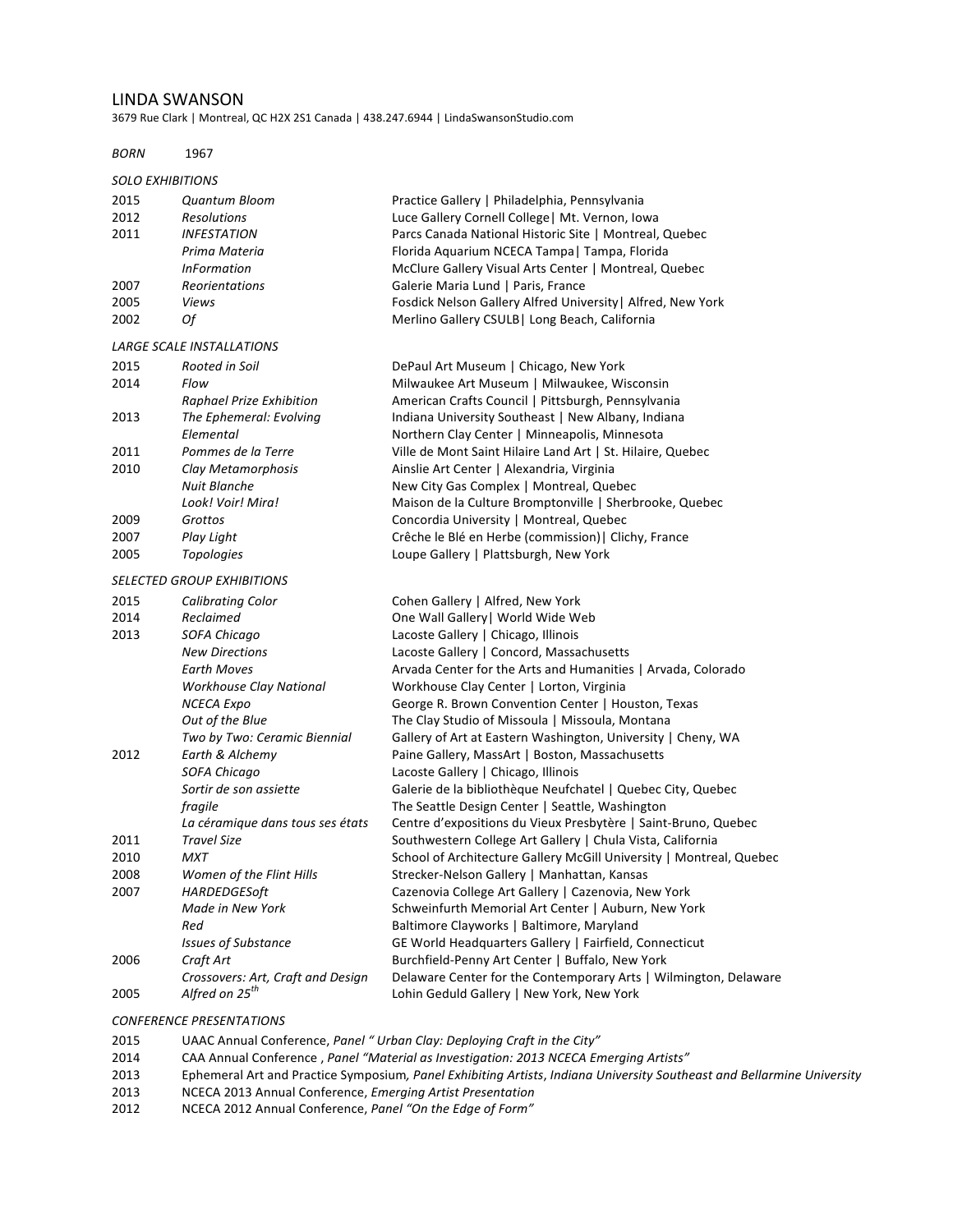# LINDA SWANSON

3679 Rue Clark | Montreal, QC H2X 2S1 Canada | 438.247.6944 | LindaSwansonStudio.com

*BORN* 1967

*SOLO EXHIBITIONS*

| | | |
|---|---|---|
| 2015 | *Quantum Bloom* | Practice Gallery \| Philadelphia, Pennsylvania |
| 2012 | *Resolutions* | Luce Gallery Cornell College\| Mt. Vernon, Iowa |
| 2011 | *INFESTATION* | Parcs Canada National Historic Site \| Montreal, Quebec |
| | *Prima Materia* | Florida Aquarium NCECA Tampa\| Tampa, Florida |
| | *InFormation* | McClure Gallery Visual Arts Center \| Montreal, Quebec |
| 2007 | *Reorientations* | Galerie Maria Lund \| Paris, France |
| 2005 | *Views* | Fosdick Nelson Gallery Alfred University\| Alfred, New York |
| 2002 | *Of* | Merlino Gallery CSULB\| Long Beach, California |

*LARGE SCALE INSTALLATIONS*

| | | |
|---|---|---|
| 2015 | *Rooted in Soil* | DePaul Art Museum \| Chicago, New York |
| 2014 | *Flow* | Milwaukee Art Museum \| Milwaukee, Wisconsin |
| | *Raphael Prize Exhibition* | American Crafts Council \| Pittsburgh, Pennsylvania |
| 2013 | *The Ephemeral: Evolving* | Indiana University Southeast \| New Albany, Indiana |
| | *Elemental* | Northern Clay Center \| Minneapolis, Minnesota |
| 2011 | *Pommes de la Terre* | Ville de Mont Saint Hilaire Land Art \| St. Hilaire, Quebec |
| 2010 | *Clay Metamorphosis* | Ainslie Art Center \| Alexandria, Virginia |
| | *Nuit Blanche* | New City Gas Complex \| Montreal, Quebec |
| | *Look! Voir! Mira!* | Maison de la Culture Bromptonville \| Sherbrooke, Quebec |
| 2009 | *Grottos* | Concordia University \| Montreal, Quebec |
| 2007 | *Play Light* | Crêche le Blé en Herbe (commission)\| Clichy, France |
| 2005 | *Topologies* | Loupe Gallery \| Plattsburgh, New York |

*SELECTED GROUP EXHIBITIONS*

| | | |
|---|---|---|
| 2015 | *Calibrating Color* | Cohen Gallery \| Alfred, New York |
| 2014 | *Reclaimed* | One Wall Gallery\| World Wide Web |
| 2013 | *SOFA Chicago* | Lacoste Gallery \| Chicago, Illinois |
| | *New Directions* | Lacoste Gallery \| Concord, Massachusetts |
| | *Earth Moves* | Arvada Center for the Arts and Humanities \| Arvada, Colorado |
| | *Workhouse Clay National* | Workhouse Clay Center \| Lorton, Virginia |
| | *NCECA Expo* | George R. Brown Convention Center \| Houston, Texas |
| | *Out of the Blue* | The Clay Studio of Missoula \| Missoula, Montana |
| | *Two by Two: Ceramic Biennial* | Gallery of Art at Eastern Washington, University \| Cheny, WA |
| 2012 | *Earth & Alchemy* | Paine Gallery, MassArt \| Boston, Massachusetts |
| | *SOFA Chicago* | Lacoste Gallery \| Chicago, Illinois |
| | *Sortir de son assiette* | Galerie de la bibliothèque Neufchatel \| Quebec City, Quebec |
| | *fragile* | The Seattle Design Center \| Seattle, Washington |
| | *La céramique dans tous ses états* | Centre d'expositions du Vieux Presbytère \| Saint-Bruno, Quebec |
| 2011 | *Travel Size* | Southwestern College Art Gallery \| Chula Vista, California |
| 2010 | *MXT* | School of Architecture Gallery McGill University \| Montreal, Quebec |
| 2008 | *Women of the Flint Hills* | Strecker-Nelson Gallery \| Manhattan, Kansas |
| 2007 | *HARDEDGESoft* | Cazenovia College Art Gallery \| Cazenovia, New York |
| | *Made in New York* | Schweinfurth Memorial Art Center \| Auburn, New York |
| | *Red* | Baltimore Clayworks \| Baltimore, Maryland |
| | *Issues of Substance* | GE World Headquarters Gallery \| Fairfield, Connecticut |
| 2006 | *Craft Art* | Burchfield-Penny Art Center \| Buffalo, New York |
| | *Crossovers: Art, Craft and Design* | Delaware Center for the Contemporary Arts \| Wilmington, Delaware |
| 2005 | *Alfred on 25th* | Lohin Geduld Gallery \| New York, New York |

*CONFERENCE PRESENTATIONS*

| | |
|---|---|
| 2015 | UAAC Annual Conference, *Panel " Urban Clay: Deploying Craft in the City"* |
| 2014 | CAA Annual Conference , *Panel "Material as Investigation: 2013 NCECA Emerging Artists"* |
| 2013 | Ephemeral Art and Practice Symposium*, Panel Exhibiting Artists*, *Indiana University Southeast and Bellarmine University* |
| 2013 | NCECA 2013 Annual Conference, *Emerging Artist Presentation* |
| 2012 | NCECA 2012 Annual Conference, *Panel "On the Edge of Form"* |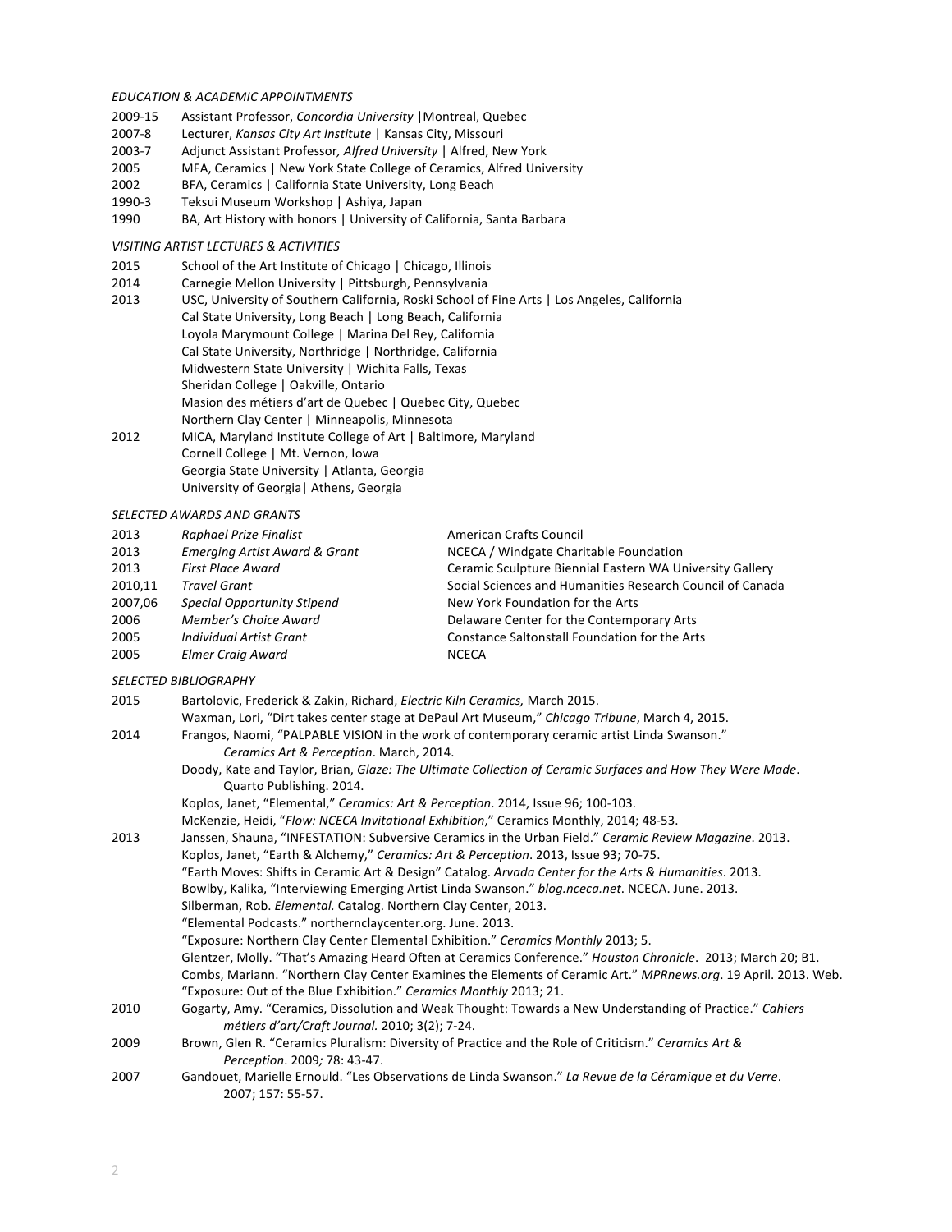*EDUCATION & ACADEMIC APPOINTMENTS*

2009-15 Assistant Professor, *Concordia University* |Montreal, Quebec
2007-8 Lecturer, *Kansas City Art Institute* | Kansas City, Missouri
2003-7 Adjunct Assistant Professor*, Alfred University* | Alfred, New York
2005 MFA, Ceramics | New York State College of Ceramics, Alfred University
2002 BFA, Ceramics | California State University, Long Beach
1990-3 Teksui Museum Workshop | Ashiya, Japan
1990 BA, Art History with honors | University of California, Santa Barbara

*VISITING ARTIST LECTURES & ACTIVITIES*

2015 School of the Art Institute of Chicago | Chicago, Illinois
2014 Carnegie Mellon University | Pittsburgh, Pennsylvania
2013 USC, University of Southern California, Roski School of Fine Arts | Los Angeles, California
Cal State University, Long Beach | Long Beach, California
Loyola Marymount College | Marina Del Rey, California
Cal State University, Northridge | Northridge, California
Midwestern State University | Wichita Falls, Texas
Sheridan College | Oakville, Ontario
Masion des métiers d'art de Quebec | Quebec City, Quebec
Northern Clay Center | Minneapolis, Minnesota
2012 MICA, Maryland Institute College of Art | Baltimore, Maryland
Cornell College | Mt. Vernon, Iowa
Georgia State University | Atlanta, Georgia
University of Georgia| Athens, Georgia

*SELECTED AWARDS AND GRANTS*

| | | |
|---|---|---|
| 2013 | *Raphael Prize Finalist* | American Crafts Council |
| 2013 | *Emerging Artist Award & Grant* | NCECA / Windgate Charitable Foundation |
| 2013 | *First Place Award* | Ceramic Sculpture Biennial Eastern WA University Gallery |
| 2010,11 | *Travel Grant* | Social Sciences and Humanities Research Council of Canada |
| 2007,06 | *Special Opportunity Stipend* | New York Foundation for the Arts |
| 2006 | *Member's Choice Award* | Delaware Center for the Contemporary Arts |
| 2005 | *Individual Artist Grant* | Constance Saltonstall Foundation for the Arts |
| 2005 | *Elmer Craig Award* | NCECA |

*SELECTED BIBLIOGRAPHY*

2015 Bartolovic, Frederick & Zakin, Richard, *Electric Kiln Ceramics,* March 2015.
Waxman, Lori, "Dirt takes center stage at DePaul Art Museum," *Chicago Tribune*, March 4, 2015.
2014 Frangos, Naomi, "PALPABLE VISION in the work of contemporary ceramic artist Linda Swanson." *Ceramics Art & Perception*. March, 2014.
Doody, Kate and Taylor, Brian, *Glaze: The Ultimate Collection of Ceramic Surfaces and How They Were Made*. Quarto Publishing. 2014.
Koplos, Janet, "Elemental," *Ceramics: Art & Perception*. 2014, Issue 96; 100-103.
McKenzie, Heidi, "*Flow: NCECA Invitational Exhibition*," Ceramics Monthly, 2014; 48-53.
2013 Janssen, Shauna, "INFESTATION: Subversive Ceramics in the Urban Field." *Ceramic Review Magazine*. 2013.
Koplos, Janet, "Earth & Alchemy," *Ceramics: Art & Perception*. 2013, Issue 93; 70-75.
"Earth Moves: Shifts in Ceramic Art & Design" Catalog. *Arvada Center for the Arts & Humanities*. 2013.
Bowlby, Kalika, "Interviewing Emerging Artist Linda Swanson." *blog.nceca.net*. NCECA. June. 2013.
Silberman, Rob. *Elemental.* Catalog. Northern Clay Center, 2013.
"Elemental Podcasts." northernclaycenter.org. June. 2013.
"Exposure: Northern Clay Center Elemental Exhibition." *Ceramics Monthly* 2013; 5.
Glentzer, Molly. "That's Amazing Heard Often at Ceramics Conference." *Houston Chronicle*. 2013; March 20; B1.
Combs, Mariann. "Northern Clay Center Examines the Elements of Ceramic Art." *MPRnews.org*. 19 April. 2013. Web.
"Exposure: Out of the Blue Exhibition." *Ceramics Monthly* 2013; 21.
2010 Gogarty, Amy. "Ceramics, Dissolution and Weak Thought: Towards a New Understanding of Practice." *Cahiers métiers d'art/Craft Journal.* 2010; 3(2); 7-24.
2009 Brown, Glen R. "Ceramics Pluralism: Diversity of Practice and the Role of Criticism." *Ceramics Art & Perception*. 2009*;* 78: 43-47.
2007 Gandouet, Marielle Ernould. "Les Observations de Linda Swanson." *La Revue de la Céramique et du Verre*. 2007; 157: 55-57.